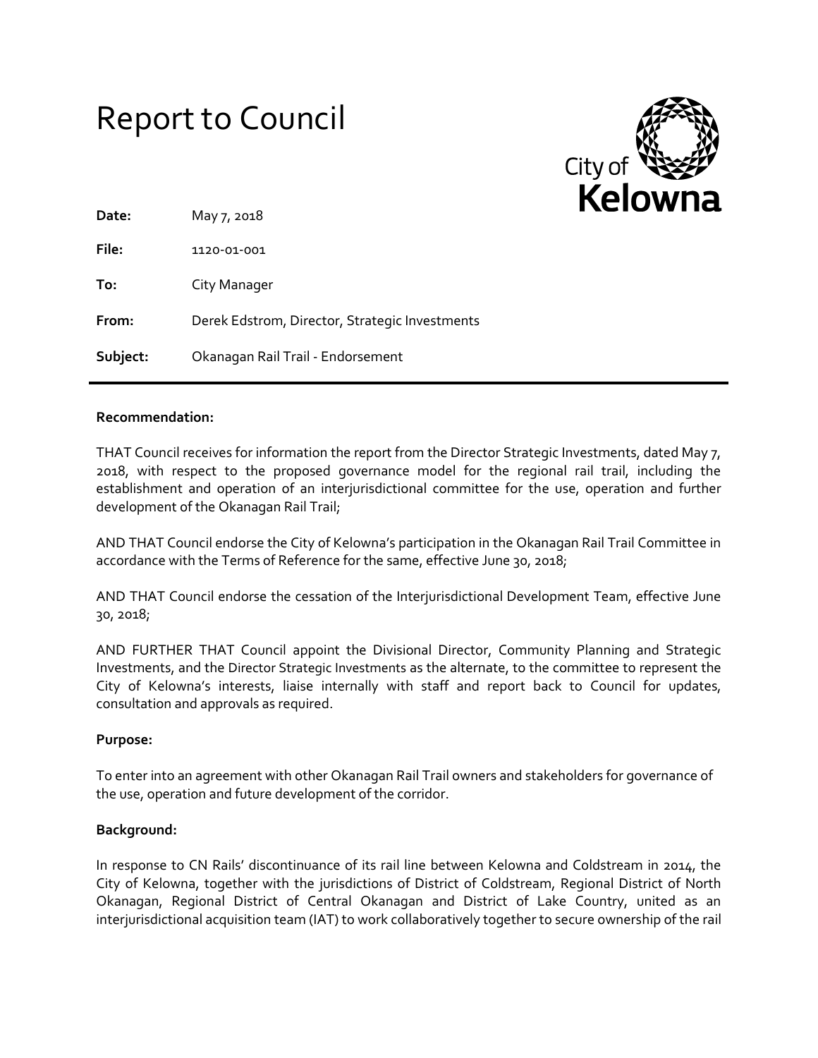# Report to Council

City of Kelowna

| | |
|---|---|
| **Date:** | May 7, 2018 |
| **File:** | 1120-01-001 |
| **To:** | City Manager |
| **From:** | Derek Edstrom, Director, Strategic Investments |
| **Subject:** | Okanagan Rail Trail - Endorsement |

**Recommendation:**

THAT Council receives for information the report from the Director Strategic Investments, dated May 7, 2018, with respect to the proposed governance model for the regional rail trail, including the establishment and operation of an interjurisdictional committee for the use, operation and further development of the Okanagan Rail Trail;

AND THAT Council endorse the City of Kelowna's participation in the Okanagan Rail Trail Committee in accordance with the Terms of Reference for the same, effective June 30, 2018;

AND THAT Council endorse the cessation of the Interjurisdictional Development Team, effective June 30, 2018;

AND FURTHER THAT Council appoint the Divisional Director, Community Planning and Strategic Investments, and the Director Strategic Investments as the alternate, to the committee to represent the City of Kelowna's interests, liaise internally with staff and report back to Council for updates, consultation and approvals as required.

**Purpose:**

To enter into an agreement with other Okanagan Rail Trail owners and stakeholders for governance of the use, operation and future development of the corridor.

**Background:**

In response to CN Rails' discontinuance of its rail line between Kelowna and Coldstream in 2014, the City of Kelowna, together with the jurisdictions of District of Coldstream, Regional District of North Okanagan, Regional District of Central Okanagan and District of Lake Country, united as an interjurisdictional acquisition team (IAT) to work collaboratively together to secure ownership of the rail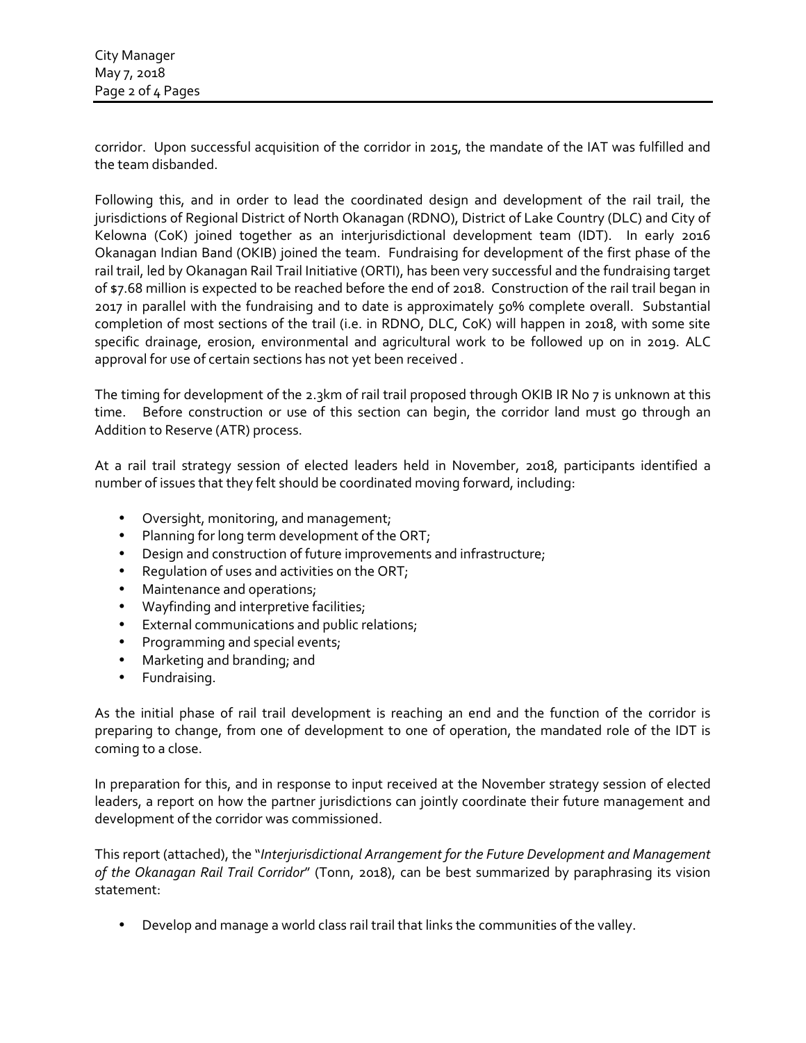corridor. Upon successful acquisition of the corridor in 2015, the mandate of the IAT was fulfilled and the team disbanded.

Following this, and in order to lead the coordinated design and development of the rail trail, the jurisdictions of Regional District of North Okanagan (RDNO), District of Lake Country (DLC) and City of Kelowna (CoK) joined together as an interjurisdictional development team (IDT). In early 2016 Okanagan Indian Band (OKIB) joined the team. Fundraising for development of the first phase of the rail trail, led by Okanagan Rail Trail Initiative (ORTI), has been very successful and the fundraising target of $7.68 million is expected to be reached before the end of 2018. Construction of the rail trail began in 2017 in parallel with the fundraising and to date is approximately 50% complete overall. Substantial completion of most sections of the trail (i.e. in RDNO, DLC, CoK) will happen in 2018, with some site specific drainage, erosion, environmental and agricultural work to be followed up on in 2019. ALC approval for use of certain sections has not yet been received .

The timing for development of the 2.3km of rail trail proposed through OKIB IR No 7 is unknown at this time. Before construction or use of this section can begin, the corridor land must go through an Addition to Reserve (ATR) process.

At a rail trail strategy session of elected leaders held in November, 2018, participants identified a number of issues that they felt should be coordinated moving forward, including:

- Oversight, monitoring, and management;
- Planning for long term development of the ORT;
- Design and construction of future improvements and infrastructure;
- Regulation of uses and activities on the ORT;
- Maintenance and operations;
- Wayfinding and interpretive facilities;
- External communications and public relations;
- Programming and special events;
- Marketing and branding; and
- Fundraising.

As the initial phase of rail trail development is reaching an end and the function of the corridor is preparing to change, from one of development to one of operation, the mandated role of the IDT is coming to a close.

In preparation for this, and in response to input received at the November strategy session of elected leaders, a report on how the partner jurisdictions can jointly coordinate their future management and development of the corridor was commissioned.

This report (attached), the "*Interjurisdictional Arrangement for the Future Development and Management of the Okanagan Rail Trail Corridor*" (Tonn, 2018), can be best summarized by paraphrasing its vision statement:

- Develop and manage a world class rail trail that links the communities of the valley.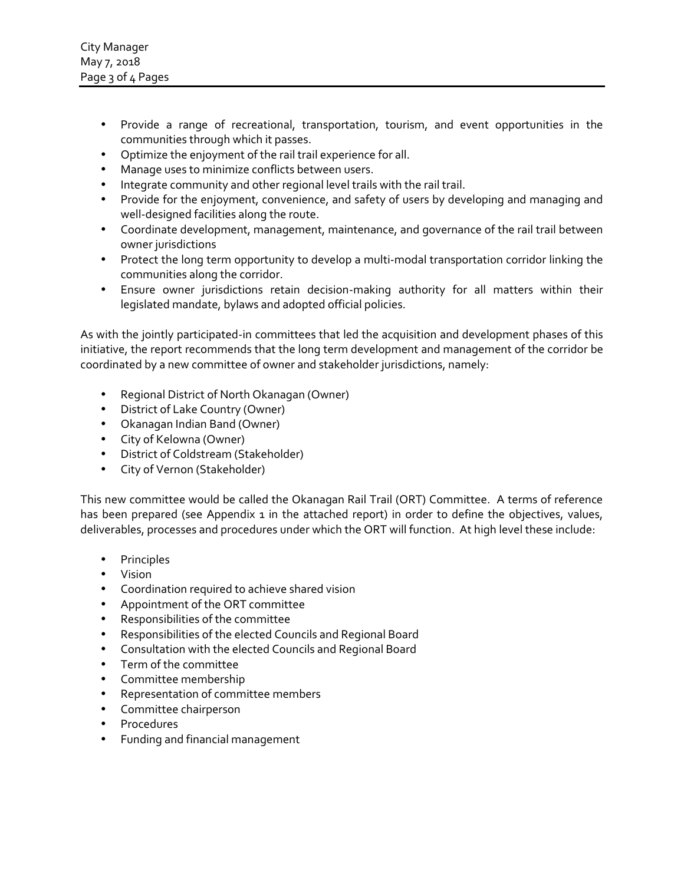- Provide a range of recreational, transportation, tourism, and event opportunities in the communities through which it passes.
- Optimize the enjoyment of the rail trail experience for all.
- Manage uses to minimize conflicts between users.
- Integrate community and other regional level trails with the rail trail.
- Provide for the enjoyment, convenience, and safety of users by developing and managing and well-designed facilities along the route.
- Coordinate development, management, maintenance, and governance of the rail trail between owner jurisdictions
- Protect the long term opportunity to develop a multi-modal transportation corridor linking the communities along the corridor.
- Ensure owner jurisdictions retain decision-making authority for all matters within their legislated mandate, bylaws and adopted official policies.

As with the jointly participated-in committees that led the acquisition and development phases of this initiative, the report recommends that the long term development and management of the corridor be coordinated by a new committee of owner and stakeholder jurisdictions, namely:

- Regional District of North Okanagan (Owner)
- District of Lake Country (Owner)
- Okanagan Indian Band (Owner)
- City of Kelowna (Owner)
- District of Coldstream (Stakeholder)
- City of Vernon (Stakeholder)

This new committee would be called the Okanagan Rail Trail (ORT) Committee. A terms of reference has been prepared (see Appendix 1 in the attached report) in order to define the objectives, values, deliverables, processes and procedures under which the ORT will function. At high level these include:

- Principles
- Vision
- Coordination required to achieve shared vision
- Appointment of the ORT committee
- Responsibilities of the committee
- Responsibilities of the elected Councils and Regional Board
- Consultation with the elected Councils and Regional Board
- Term of the committee
- Committee membership
- Representation of committee members
- Committee chairperson
- Procedures
- Funding and financial management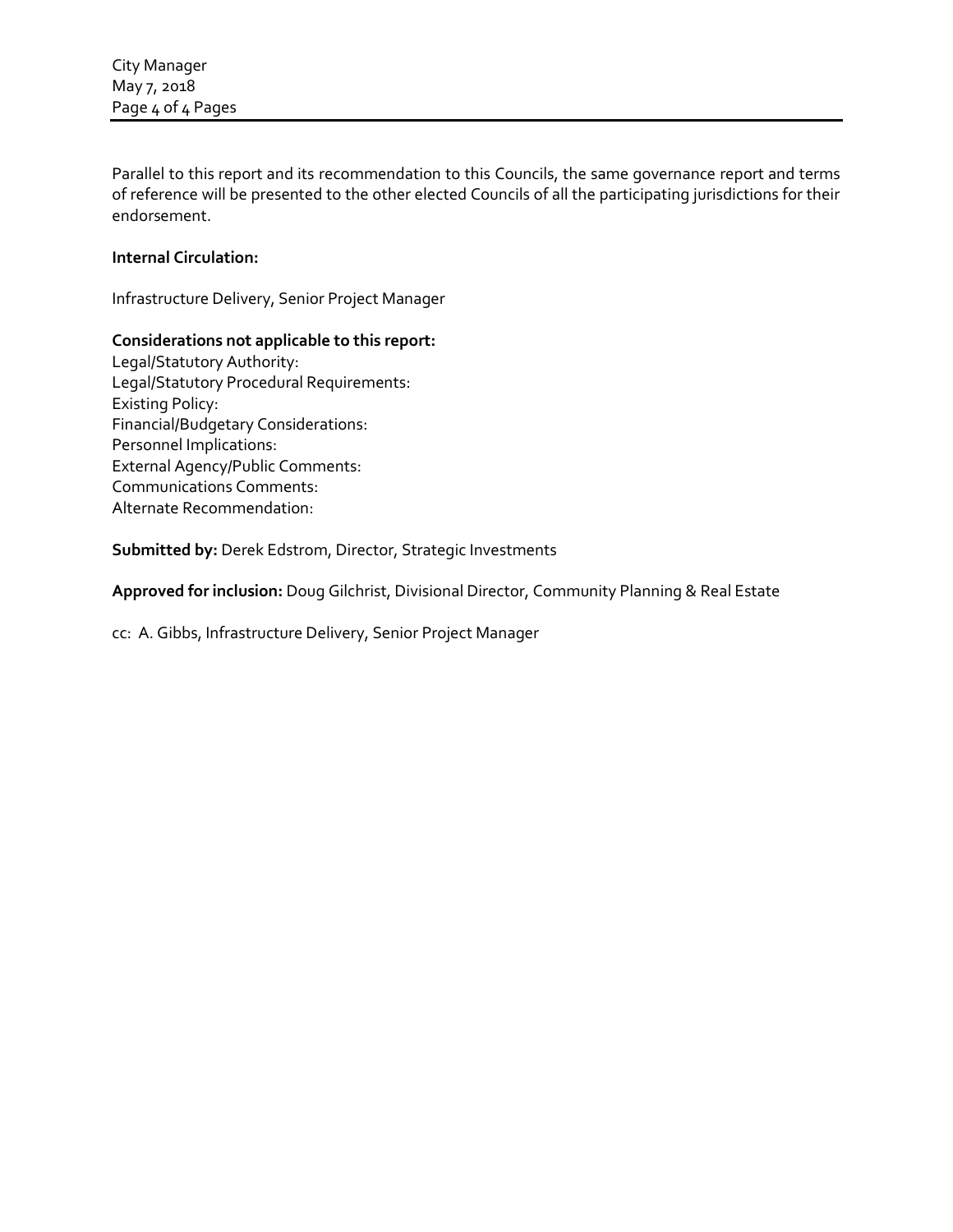Parallel to this report and its recommendation to this Councils, the same governance report and terms of reference will be presented to the other elected Councils of all the participating jurisdictions for their endorsement.

**Internal Circulation:**

Infrastructure Delivery, Senior Project Manager

**Considerations not applicable to this report:**
Legal/Statutory Authority:
Legal/Statutory Procedural Requirements:
Existing Policy:
Financial/Budgetary Considerations:
Personnel Implications:
External Agency/Public Comments:
Communications Comments:
Alternate Recommendation:

**Submitted by:** Derek Edstrom, Director, Strategic Investments

**Approved for inclusion:** Doug Gilchrist, Divisional Director, Community Planning & Real Estate

cc: A. Gibbs, Infrastructure Delivery, Senior Project Manager